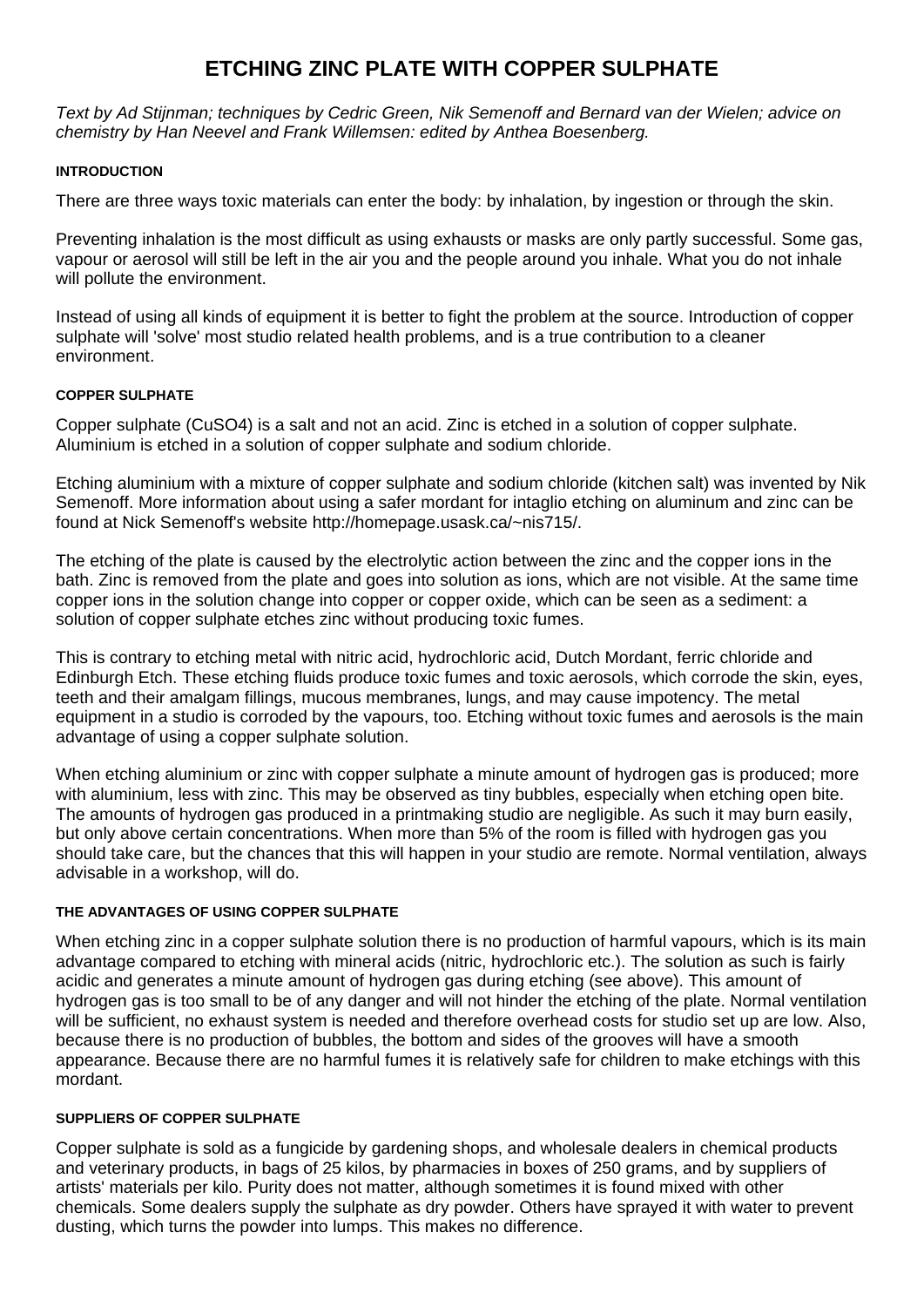# ETCHING ZINC PLATE WITH COPPER SULPHATE

*Text by Ad Stijnman; techniques by Cedric Green, Nik Semenoff and Bernard van der Wielen; advice on chemistry by Han Neevel and Frank Willemsen: edited by Anthea Boesenberg.*

#### INTRODUCTION

There are three ways toxic materials can enter the body: by inhalation, by ingestion or through the skin.

Preventing inhalation is the most difficult as using exhausts or masks are only partly successful. Some gas, vapour or aerosol will still be left in the air you and the people around you inhale. What you do not inhale will pollute the environment.

Instead of using all kinds of equipment it is better to fight the problem at the source. Introduction of copper sulphate will 'solve' most studio related health problems, and is a true contribution to a cleaner environment.

#### COPPER SULPHATE

Copper sulphate ($CuSO_4$) is a salt and not an acid. Zinc is etched in a solution of copper sulphate. Aluminium is etched in a solution of copper sulphate and sodium chloride.

Etching aluminium with a mixture of copper sulphate and sodium chloride (kitchen salt) was invented by Nik Semenoff. More information about using a safer mordant for intaglio etching on aluminum and zinc can be found at Nick Semenoff's website http://homepage.usask.ca/~nis715/.

The etching of the plate is caused by the electrolytic action between the zinc and the copper ions in the bath. Zinc is removed from the plate and goes into solution as ions, which are not visible. At the same time copper ions in the solution change into copper or copper oxide, which can be seen as a sediment: a solution of copper sulphate etches zinc without producing toxic fumes.

This is contrary to etching metal with nitric acid, hydrochloric acid, Dutch Mordant, ferric chloride and Edinburgh Etch. These etching fluids produce toxic fumes and toxic aerosols, which corrode the skin, eyes, teeth and their amalgam fillings, mucous membranes, lungs, and may cause impotency. The metal equipment in a studio is corroded by the vapours, too. Etching without toxic fumes and aerosols is the main advantage of using a copper sulphate solution.

When etching aluminium or zinc with copper sulphate a minute amount of hydrogen gas is produced; more with aluminium, less with zinc. This may be observed as tiny bubbles, especially when etching open bite. The amounts of hydrogen gas produced in a printmaking studio are negligible. As such it may burn easily, but only above certain concentrations. When more than 5% of the room is filled with hydrogen gas you should take care, but the chances that this will happen in your studio are remote. Normal ventilation, always advisable in a workshop, will do.

#### THE ADVANTAGES OF USING COPPER SULPHATE

When etching zinc in a copper sulphate solution there is no production of harmful vapours, which is its main advantage compared to etching with mineral acids (nitric, hydrochloric etc.). The solution as such is fairly acidic and generates a minute amount of hydrogen gas during etching (see above). This amount of hydrogen gas is too small to be of any danger and will not hinder the etching of the plate. Normal ventilation will be sufficient, no exhaust system is needed and therefore overhead costs for studio set up are low. Also, because there is no production of bubbles, the bottom and sides of the grooves will have a smooth appearance. Because there are no harmful fumes it is relatively safe for children to make etchings with this mordant.

#### SUPPLIERS OF COPPER SULPHATE

Copper sulphate is sold as a fungicide by gardening shops, and wholesale dealers in chemical products and veterinary products, in bags of 25 kilos, by pharmacies in boxes of 250 grams, and by suppliers of artists' materials per kilo. Purity does not matter, although sometimes it is found mixed with other chemicals. Some dealers supply the sulphate as dry powder. Others have sprayed it with water to prevent dusting, which turns the powder into lumps. This makes no difference.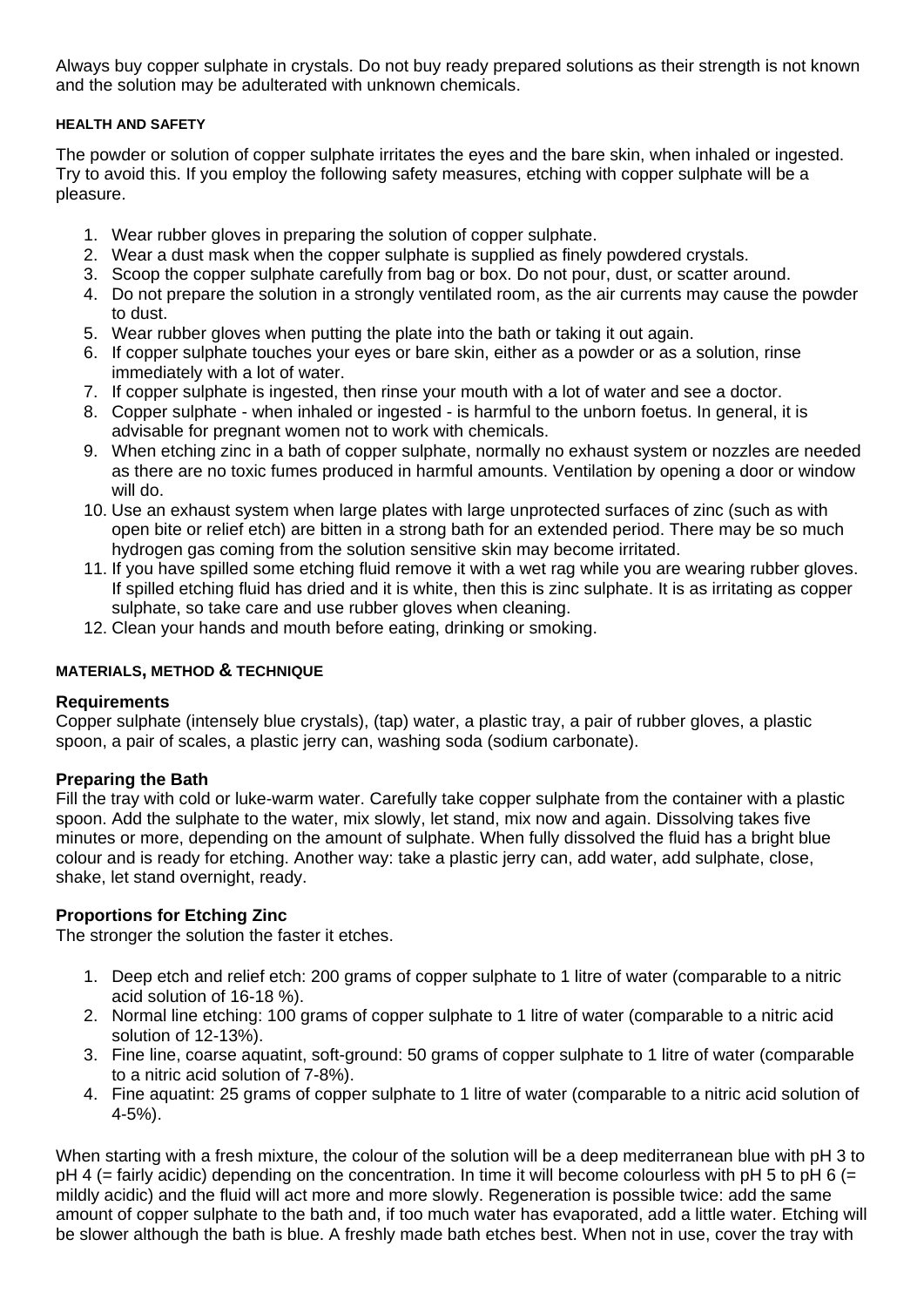Always buy copper sulphate in crystals. Do not buy ready prepared solutions as their strength is not known and the solution may be adulterated with unknown chemicals.

#### HEALTH AND SAFETY

The powder or solution of copper sulphate irritates the eyes and the bare skin, when inhaled or ingested. Try to avoid this. If you employ the following safety measures, etching with copper sulphate will be a pleasure.

1. Wear rubber gloves in preparing the solution of copper sulphate.
2. Wear a dust mask when the copper sulphate is supplied as finely powdered crystals.
3. Scoop the copper sulphate carefully from bag or box. Do not pour, dust, or scatter around.
4. Do not prepare the solution in a strongly ventilated room, as the air currents may cause the powder to dust.
5. Wear rubber gloves when putting the plate into the bath or taking it out again.
6. If copper sulphate touches your eyes or bare skin, either as a powder or as a solution, rinse immediately with a lot of water.
7. If copper sulphate is ingested, then rinse your mouth with a lot of water and see a doctor.
8. Copper sulphate - when inhaled or ingested - is harmful to the unborn foetus. In general, it is advisable for pregnant women not to work with chemicals.
9. When etching zinc in a bath of copper sulphate, normally no exhaust system or nozzles are needed as there are no toxic fumes produced in harmful amounts. Ventilation by opening a door or window will do.
10. Use an exhaust system when large plates with large unprotected surfaces of zinc (such as with open bite or relief etch) are bitten in a strong bath for an extended period. There may be so much hydrogen gas coming from the solution sensitive skin may become irritated.
11. If you have spilled some etching fluid remove it with a wet rag while you are wearing rubber gloves. If spilled etching fluid has dried and it is white, then this is zinc sulphate. It is as irritating as copper sulphate, so take care and use rubber gloves when cleaning.
12. Clean your hands and mouth before eating, drinking or smoking.

#### MATERIALS, METHOD & TECHNIQUE

**Requirements**
Copper sulphate (intensely blue crystals), (tap) water, a plastic tray, a pair of rubber gloves, a plastic spoon, a pair of scales, a plastic jerry can, washing soda (sodium carbonate).

**Preparing the Bath**
Fill the tray with cold or luke-warm water. Carefully take copper sulphate from the container with a plastic spoon. Add the sulphate to the water, mix slowly, let stand, mix now and again. Dissolving takes five minutes or more, depending on the amount of sulphate. When fully dissolved the fluid has a bright blue colour and is ready for etching. Another way: take a plastic jerry can, add water, add sulphate, close, shake, let stand overnight, ready.

**Proportions for Etching Zinc**
The stronger the solution the faster it etches.

1. Deep etch and relief etch: 200 grams of copper sulphate to 1 litre of water (comparable to a nitric acid solution of 16-18 %).
2. Normal line etching: 100 grams of copper sulphate to 1 litre of water (comparable to a nitric acid solution of 12-13%).
3. Fine line, coarse aquatint, soft-ground: 50 grams of copper sulphate to 1 litre of water (comparable to a nitric acid solution of 7-8%).
4. Fine aquatint: 25 grams of copper sulphate to 1 litre of water (comparable to a nitric acid solution of 4-5%).

When starting with a fresh mixture, the colour of the solution will be a deep mediterranean blue with pH 3 to pH 4 (= fairly acidic) depending on the concentration. In time it will become colourless with pH 5 to pH 6 (= mildly acidic) and the fluid will act more and more slowly. Regeneration is possible twice: add the same amount of copper sulphate to the bath and, if too much water has evaporated, add a little water. Etching will be slower although the bath is blue. A freshly made bath etches best. When not in use, cover the tray with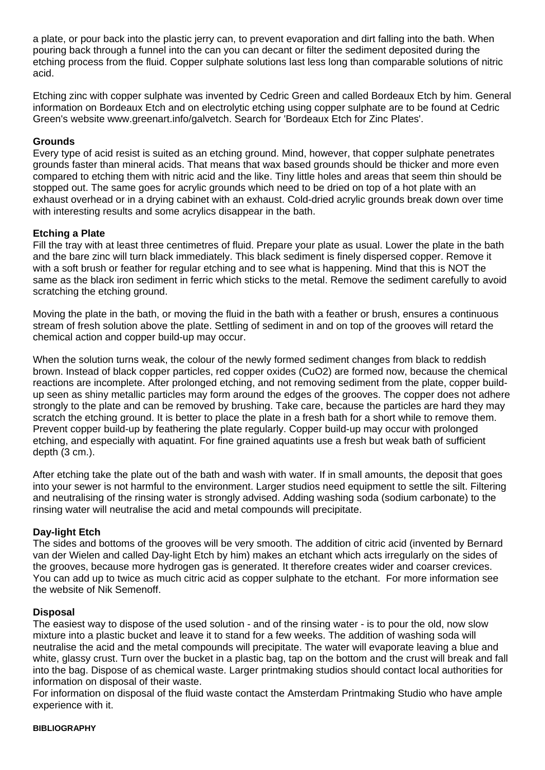a plate, or pour back into the plastic jerry can, to prevent evaporation and dirt falling into the bath. When pouring back through a funnel into the can you can decant or filter the sediment deposited during the etching process from the fluid. Copper sulphate solutions last less long than comparable solutions of nitric acid.

Etching zinc with copper sulphate was invented by Cedric Green and called Bordeaux Etch by him. General information on Bordeaux Etch and on electrolytic etching using copper sulphate are to be found at Cedric Green's website www.greenart.info/galvetch. Search for 'Bordeaux Etch for Zinc Plates'.

**Grounds**
Every type of acid resist is suited as an etching ground. Mind, however, that copper sulphate penetrates grounds faster than mineral acids. That means that wax based grounds should be thicker and more even compared to etching them with nitric acid and the like. Tiny little holes and areas that seem thin should be stopped out. The same goes for acrylic grounds which need to be dried on top of a hot plate with an exhaust overhead or in a drying cabinet with an exhaust. Cold-dried acrylic grounds break down over time with interesting results and some acrylics disappear in the bath.

**Etching a Plate**
Fill the tray with at least three centimetres of fluid. Prepare your plate as usual. Lower the plate in the bath and the bare zinc will turn black immediately. This black sediment is finely dispersed copper. Remove it with a soft brush or feather for regular etching and to see what is happening. Mind that this is NOT the same as the black iron sediment in ferric which sticks to the metal. Remove the sediment carefully to avoid scratching the etching ground.

Moving the plate in the bath, or moving the fluid in the bath with a feather or brush, ensures a continuous stream of fresh solution above the plate. Settling of sediment in and on top of the grooves will retard the chemical action and copper build-up may occur.

When the solution turns weak, the colour of the newly formed sediment changes from black to reddish brown. Instead of black copper particles, red copper oxides ($CuO2$) are formed now, because the chemical reactions are incomplete. After prolonged etching, and not removing sediment from the plate, copper build-up seen as shiny metallic particles may form around the edges of the grooves. The copper does not adhere strongly to the plate and can be removed by brushing. Take care, because the particles are hard they may scratch the etching ground. It is better to place the plate in a fresh bath for a short while to remove them. Prevent copper build-up by feathering the plate regularly. Copper build-up may occur with prolonged etching, and especially with aquatint. For fine grained aquatints use a fresh but weak bath of sufficient depth (3 cm.).

After etching take the plate out of the bath and wash with water. If in small amounts, the deposit that goes into your sewer is not harmful to the environment. Larger studios need equipment to settle the silt. Filtering and neutralising of the rinsing water is strongly advised. Adding washing soda (sodium carbonate) to the rinsing water will neutralise the acid and metal compounds will precipitate.

**Day-light Etch**
The sides and bottoms of the grooves will be very smooth. The addition of citric acid (invented by Bernard van der Wielen and called Day-light Etch by him) makes an etchant which acts irregularly on the sides of the grooves, because more hydrogen gas is generated. It therefore creates wider and coarser crevices. You can add up to twice as much citric acid as copper sulphate to the etchant. For more information see the website of Nik Semenoff.

**Disposal**
The easiest way to dispose of the used solution - and of the rinsing water - is to pour the old, now slow mixture into a plastic bucket and leave it to stand for a few weeks. The addition of washing soda will neutralise the acid and the metal compounds will precipitate. The water will evaporate leaving a blue and white, glassy crust. Turn over the bucket in a plastic bag, tap on the bottom and the crust will break and fall into the bag. Dispose of as chemical waste. Larger printmaking studios should contact local authorities for information on disposal of their waste.
For information on disposal of the fluid waste contact the Amsterdam Printmaking Studio who have ample experience with it.

**BIBLIOGRAPHY**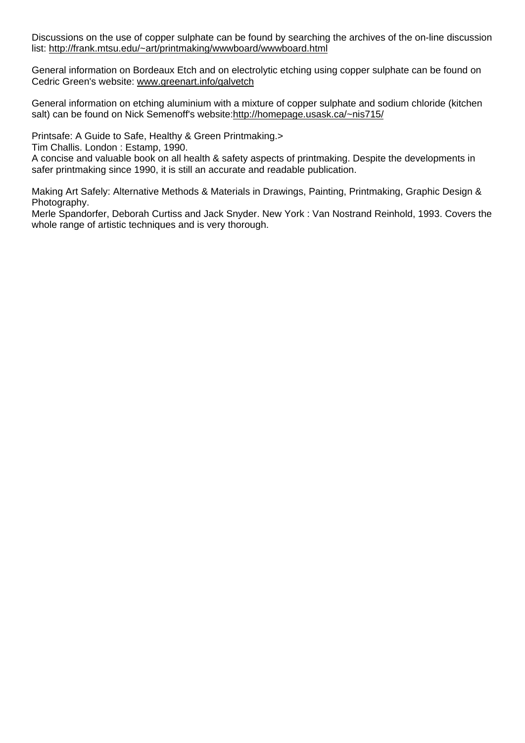Discussions on the use of copper sulphate can be found by searching the archives of the on-line discussion list: http://frank.mtsu.edu/~art/printmaking/wwwboard/wwwboard.html

General information on Bordeaux Etch and on electrolytic etching using copper sulphate can be found on Cedric Green's website: www.greenart.info/galvetch

General information on etching aluminium with a mixture of copper sulphate and sodium chloride (kitchen salt) can be found on Nick Semenoff's website:http://homepage.usask.ca/~nis715/

Printsafe: A Guide to Safe, Healthy & Green Printmaking.>
Tim Challis. London : Estamp, 1990.
A concise and valuable book on all health & safety aspects of printmaking. Despite the developments in safer printmaking since 1990, it is still an accurate and readable publication.

Making Art Safely: Alternative Methods & Materials in Drawings, Painting, Printmaking, Graphic Design & Photography.
Merle Spandorfer, Deborah Curtiss and Jack Snyder. New York : Van Nostrand Reinhold, 1993. Covers the whole range of artistic techniques and is very thorough.